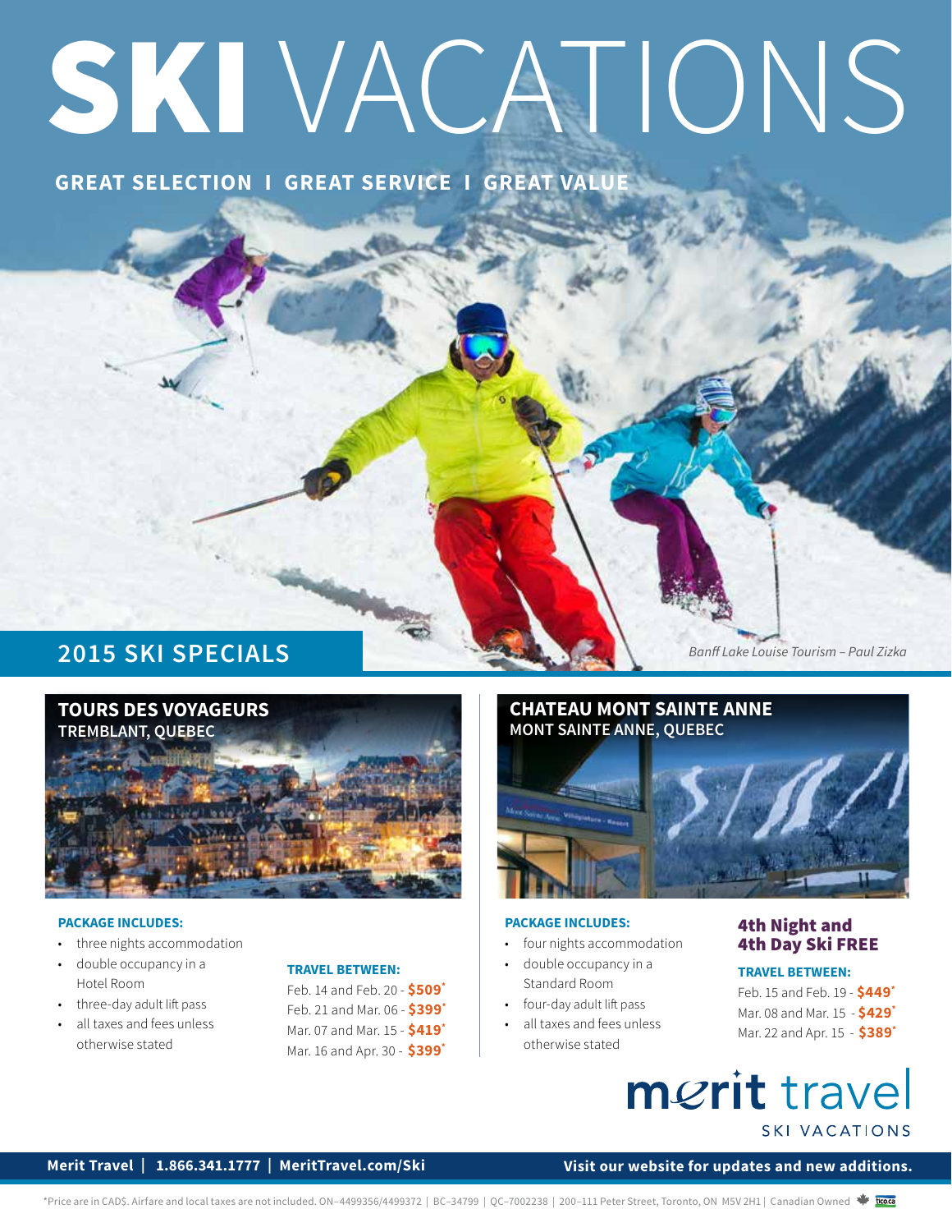# SKI VACATIONS

**GREAT SELECTION I GREAT SERVICE I GREAT VALUE**

## 2015 SKI SPECIALS

*Banff Lake Louise Tourism – Paul Zizka*

### TOURS DES VOYAGEURS
**TREMBLANT, QUEBEC**

**PACKAGE INCLUDES:**

- three nights accommodation
- double occupancy in a Hotel Room
- three-day adult lift pass
- all taxes and fees unless otherwise stated

**TRAVEL BETWEEN:**

Feb. 14 and Feb. 20 - **$509***
Feb. 21 and Mar. 06 - **$399***
Mar. 07 and Mar. 15 - **$419***
Mar. 16 and Apr. 30 - **$399***

### CHATEAU MONT SAINTE ANNE
**MONT SAINTE ANNE, QUEBEC**

**PACKAGE INCLUDES:**

- four nights accommodation
- double occupancy in a Standard Room
- four-day adult lift pass
- all taxes and fees unless otherwise stated

**4th Night and 4th Day Ski FREE**

**TRAVEL BETWEEN:**

Feb. 15 and Feb. 19 - **$449***
Mar. 08 and Mar. 15 - **$429***
Mar. 22 and Apr. 15 - **$389***

merit travel
SKI VACATIONS

**Merit Travel | 1.866.341.1777 | MeritTravel.com/Ski**

**Visit our website for updates and new additions.**

*Price are in CAD$. Airfare and local taxes are not included. ON–4499356/4499372 | BC–34799 | QC–7002238 | 200–111 Peter Street, Toronto, ON M5V 2H1 | Canadian Owned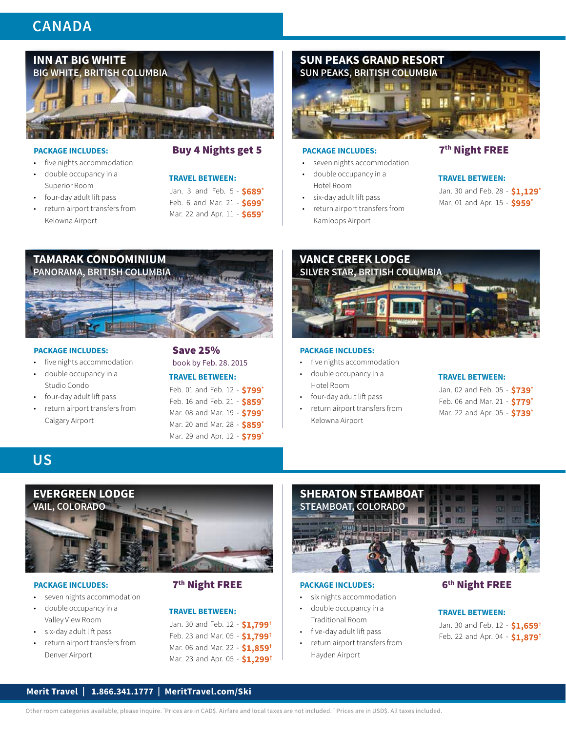# CANADA

## INN AT BIG WHITE
### BIG WHITE, BRITISH COLUMBIA

**PACKAGE INCLUDES:**

- five nights accommodation
- double occupancy in a Superior Room
- four-day adult lift pass
- return airport transfers from Kelowna Airport

**Buy 4 Nights get 5**

**TRAVEL BETWEEN:**

Jan. 3 and Feb. 5 - **$689***
Feb. 6 and Mar. 21 - **$699***
Mar. 22 and Apr. 11 - **$659***

## SUN PEAKS GRAND RESORT
### SUN PEAKS, BRITISH COLUMBIA

**PACKAGE INCLUDES:**

- seven nights accommodation
- double occupancy in a Hotel Room
- six-day adult lift pass
- return airport transfers from Kamloops Airport

**7th Night FREE**

**TRAVEL BETWEEN:**

Jan. 30 and Feb. 28 - **$1,129***
Mar. 01 and Apr. 15 - **$959***

## TAMARAK CONDOMINIUM
### PANORAMA, BRITISH COLUMBIA

**PACKAGE INCLUDES:**

- five nights accommodation
- double occupancy in a Studio Condo
- four-day adult lift pass
- return airport transfers from Calgary Airport

**Save 25%**
book by Feb. 28. 2015

**TRAVEL BETWEEN:**

Feb. 01 and Feb. 12 - **$799***
Feb. 16 and Feb. 21 - **$859***
Mar. 08 and Mar. 19 - **$799***
Mar. 20 and Mar. 28 - **$859***
Mar. 29 and Apr. 12 - **$799***

## VANCE CREEK LODGE
### SILVER STAR, BRITISH COLUMBIA

**PACKAGE INCLUDES:**

- five nights accommodation
- double occupancy in a Hotel Room
- four-day adult lift pass
- return airport transfers from Kelowna Airport

**TRAVEL BETWEEN:**

Jan. 02 and Feb. 05 - **$739***
Feb. 06 and Mar. 21 - **$779***
Mar. 22 and Apr. 05 - **$739***

# US

## EVERGREEN LODGE
### VAIL, COLORADO

**PACKAGE INCLUDES:**

- seven nights accommodation
- double occupancy in a Valley View Room
- six-day adult lift pass
- return airport transfers from Denver Airport

**7th Night FREE**

**TRAVEL BETWEEN:**

Jan. 30 and Feb. 12 - **$1,799†**
Feb. 23 and Mar. 05 - **$1,799†**
Mar. 06 and Mar. 22 - **$1,859†**
Mar. 23 and Apr. 05 - **$1,299†**

## SHERATON STEAMBOAT
### STEAMBOAT, COLORADO

**PACKAGE INCLUDES:**

- six nights accommodation
- double occupancy in a Traditional Room
- five-day adult lift pass
- return airport transfers from Hayden Airport

**6th Night FREE**

**TRAVEL BETWEEN:**

Jan. 30 and Feb. 12 - **$1,659†**
Feb. 22 and Apr. 04 - **$1,879†**

**Merit Travel | 1.866.341.1777 | MeritTravel.com/Ski**

Other room categories available, please inquire. *Prices are in CAD$. Airfare and local taxes are not included. † Prices are in USD$. All taxes included.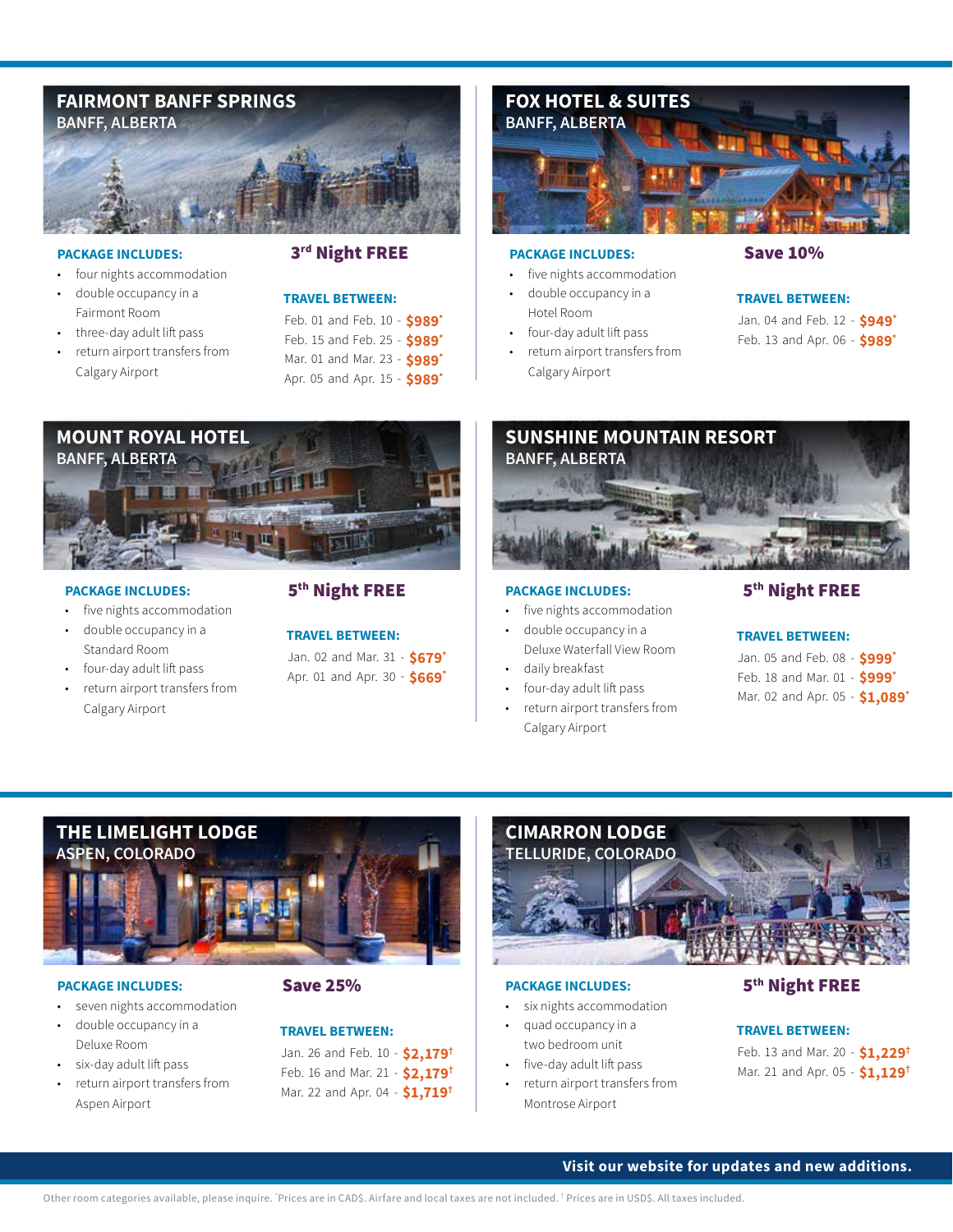## FAIRMONT BANFF SPRINGS
### BANFF, ALBERTA

**PACKAGE INCLUDES:**

- four nights accommodation
- double occupancy in a Fairmont Room
- three-day adult lift pass
- return airport transfers from Calgary Airport

**3rd Night FREE**

**TRAVEL BETWEEN:**

Feb. 01 and Feb. 10 - **$989***
Feb. 15 and Feb. 25 - **$989***
Mar. 01 and Mar. 23 - **$989***
Apr. 05 and Apr. 15 - **$989***

## FOX HOTEL & SUITES
### BANFF, ALBERTA

**PACKAGE INCLUDES:**

- five nights accommodation
- double occupancy in a Hotel Room
- four-day adult lift pass
- return airport transfers from Calgary Airport

**Save 10%**

**TRAVEL BETWEEN:**

Jan. 04 and Feb. 12 - **$949***
Feb. 13 and Apr. 06 - **$989***

## MOUNT ROYAL HOTEL
### BANFF, ALBERTA

**PACKAGE INCLUDES:**

- five nights accommodation
- double occupancy in a Standard Room
- four-day adult lift pass
- return airport transfers from Calgary Airport

**5th Night FREE**

**TRAVEL BETWEEN:**

Jan. 02 and Mar. 31 - **$679***
Apr. 01 and Apr. 30 - **$669***

## SUNSHINE MOUNTAIN RESORT
### BANFF, ALBERTA

**PACKAGE INCLUDES:**

- five nights accommodation
- double occupancy in a Deluxe Waterfall View Room
- daily breakfast
- four-day adult lift pass
- return airport transfers from Calgary Airport

**5th Night FREE**

**TRAVEL BETWEEN:**

Jan. 05 and Feb. 08 - **$999***
Feb. 18 and Mar. 01 - **$999***
Mar. 02 and Apr. 05 - **$1,089***

## THE LIMELIGHT LODGE
### ASPEN, COLORADO

**PACKAGE INCLUDES:**

- seven nights accommodation
- double occupancy in a Deluxe Room
- six-day adult lift pass
- return airport transfers from Aspen Airport

**Save 25%**

**TRAVEL BETWEEN:**

Jan. 26 and Feb. 10 - **$2,179†**
Feb. 16 and Mar. 21 - **$2,179†**
Mar. 22 and Apr. 04 - **$1,719†**

## CIMARRON LODGE
### TELLURIDE, COLORADO

**PACKAGE INCLUDES:**

- six nights accommodation
- quad occupancy in a two bedroom unit
- five-day adult lift pass
- return airport transfers from Montrose Airport

**5th Night FREE**

**TRAVEL BETWEEN:**

Feb. 13 and Mar. 20 - **$1,229†**
Mar. 21 and Apr. 05 - **$1,129†**

**Visit our website for updates and new additions.**

Other room categories available, please inquire. *Prices are in CAD$. Airfare and local taxes are not included. † Prices are in USD$. All taxes included.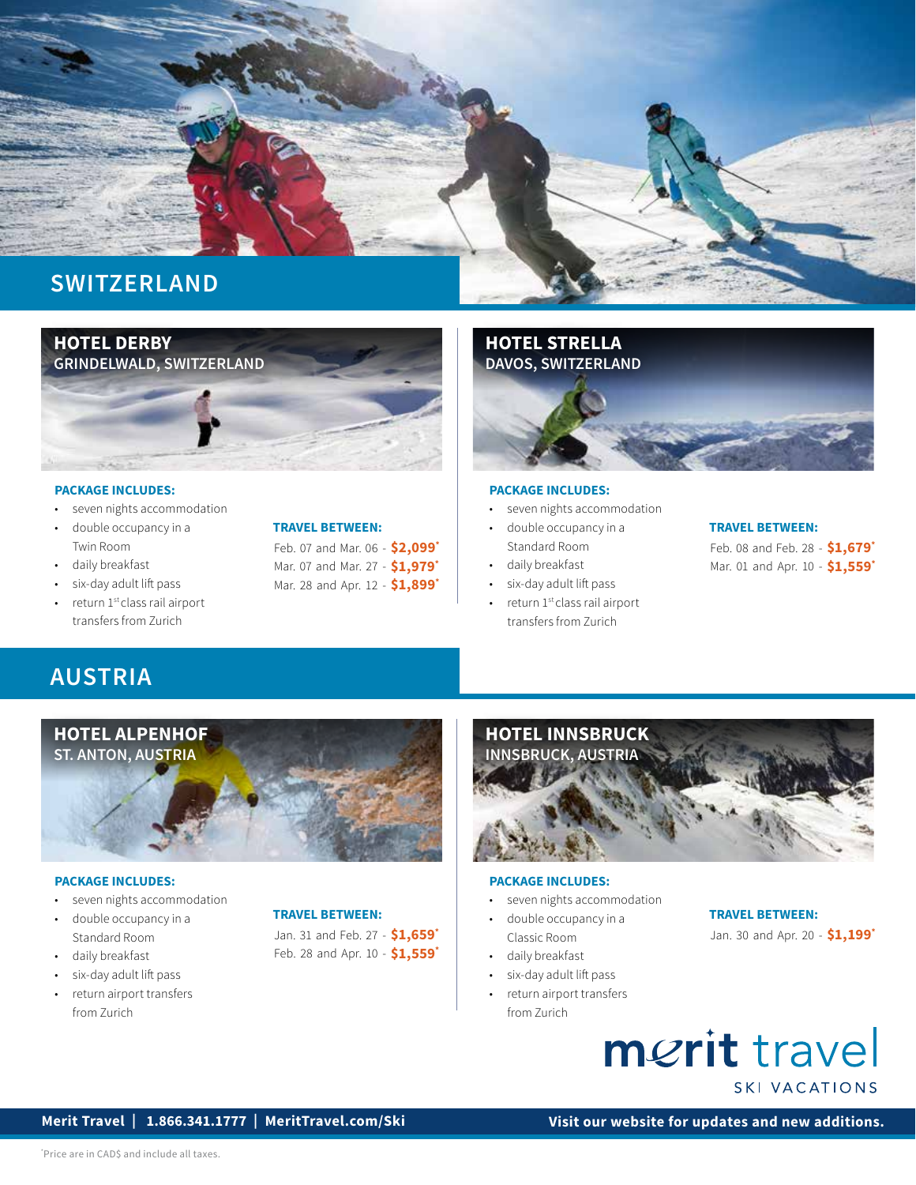## SWITZERLAND

### HOTEL DERBY
GRINDELWALD, SWITZERLAND

**PACKAGE INCLUDES:**

- seven nights accommodation
- double occupancy in a Twin Room
- daily breakfast
- six-day adult lift pass
- return 1st class rail airport transfers from Zurich

**TRAVEL BETWEEN:**

Feb. 07 and Mar. 06 - **$2,099***
Mar. 07 and Mar. 27 - **$1,979***
Mar. 28 and Apr. 12 - **$1,899***

### HOTEL STRELLA
DAVOS, SWITZERLAND

**PACKAGE INCLUDES:**

- seven nights accommodation
- double occupancy in a Standard Room
- daily breakfast
- six-day adult lift pass
- return 1st class rail airport transfers from Zurich

**TRAVEL BETWEEN:**

Feb. 08 and Feb. 28 - **$1,679***
Mar. 01 and Apr. 10 - **$1,559***

## AUSTRIA

### HOTEL ALPENHOF
ST. ANTON, AUSTRIA

**PACKAGE INCLUDES:**

- seven nights accommodation
- double occupancy in a Standard Room
- daily breakfast
- six-day adult lift pass
- return airport transfers from Zurich

**TRAVEL BETWEEN:**

Jan. 31 and Feb. 27 - **$1,659***
Feb. 28 and Apr. 10 - **$1,559***

### HOTEL INNSBRUCK
INNSBRUCK, AUSTRIA

**PACKAGE INCLUDES:**

- seven nights accommodation
- double occupancy in a Classic Room
- daily breakfast
- six-day adult lift pass
- return airport transfers from Zurich

**TRAVEL BETWEEN:**

Jan. 30 and Apr. 20 - **$1,199***

merit travel
SKI VACATIONS

**Merit Travel | 1.866.341.1777 | MeritTravel.com/Ski** **Visit our website for updates and new additions.**

*Price are in CAD$ and include all taxes.